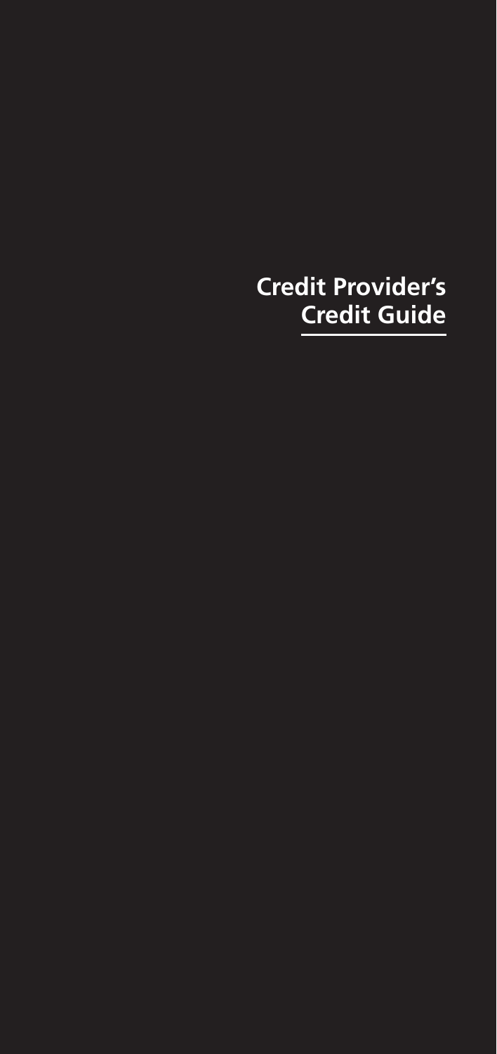# Credit Provider's Credit Guide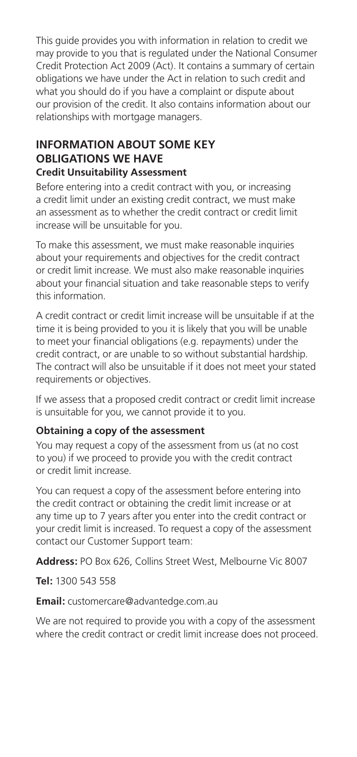This guide provides you with information in relation to credit we may provide to you that is regulated under the National Consumer Credit Protection Act 2009 (Act). It contains a summary of certain obligations we have under the Act in relation to such credit and what you should do if you have a complaint or dispute about our provision of the credit. It also contains information about our relationships with mortgage managers.

## INFORMATION ABOUT SOME KEY OBLIGATIONS WE HAVE

### Credit Unsuitability Assessment

Before entering into a credit contract with you, or increasing a credit limit under an existing credit contract, we must make an assessment as to whether the credit contract or credit limit increase will be unsuitable for you.

To make this assessment, we must make reasonable inquiries about your requirements and objectives for the credit contract or credit limit increase. We must also make reasonable inquiries about your financial situation and take reasonable steps to verify this information.

A credit contract or credit limit increase will be unsuitable if at the time it is being provided to you it is likely that you will be unable to meet your financial obligations (e.g. repayments) under the credit contract, or are unable to so without substantial hardship. The contract will also be unsuitable if it does not meet your stated requirements or objectives.

If we assess that a proposed credit contract or credit limit increase is unsuitable for you, we cannot provide it to you.

### Obtaining a copy of the assessment

You may request a copy of the assessment from us (at no cost to you) if we proceed to provide you with the credit contract or credit limit increase.

You can request a copy of the assessment before entering into the credit contract or obtaining the credit limit increase or at any time up to 7 years after you enter into the credit contract or your credit limit is increased. To request a copy of the assessment contact our Customer Support team:

**Address:** PO Box 626, Collins Street West, Melbourne Vic 8007

**Tel:** 1300 543 558

**Email:** customercare@advantedge.com.au

We are not required to provide you with a copy of the assessment where the credit contract or credit limit increase does not proceed.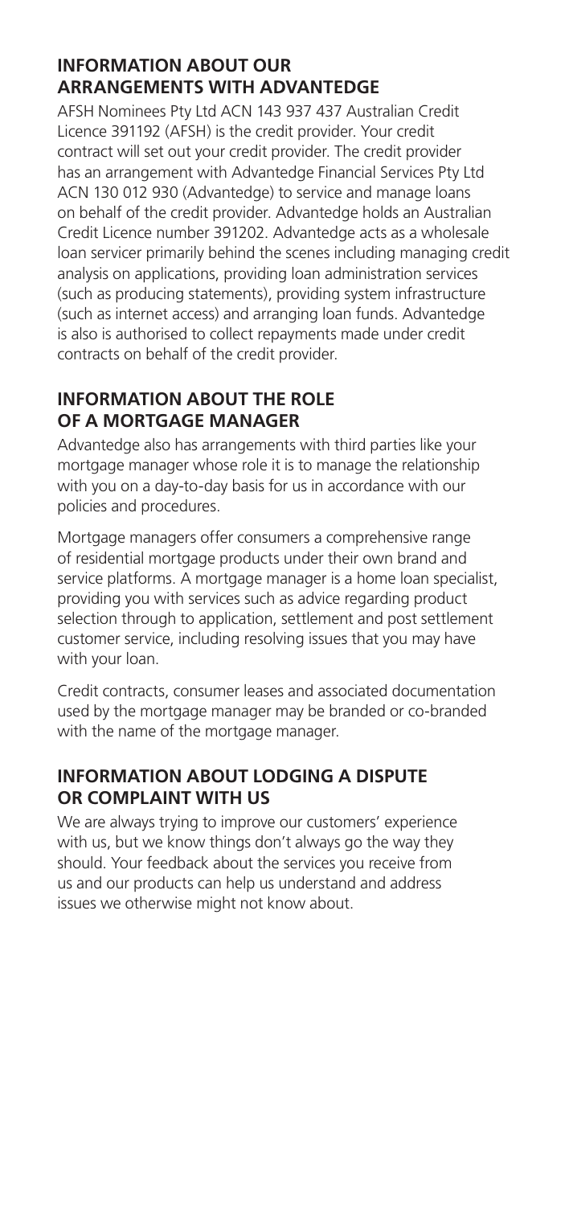## INFORMATION ABOUT OUR ARRANGEMENTS WITH ADVANTEDGE

AFSH Nominees Pty Ltd ACN 143 937 437 Australian Credit Licence 391192 (AFSH) is the credit provider. Your credit contract will set out your credit provider. The credit provider has an arrangement with Advantedge Financial Services Pty Ltd ACN 130 012 930 (Advantedge) to service and manage loans on behalf of the credit provider. Advantedge holds an Australian Credit Licence number 391202. Advantedge acts as a wholesale loan servicer primarily behind the scenes including managing credit analysis on applications, providing loan administration services (such as producing statements), providing system infrastructure (such as internet access) and arranging loan funds. Advantedge is also is authorised to collect repayments made under credit contracts on behalf of the credit provider.

## INFORMATION ABOUT THE ROLE OF A MORTGAGE MANAGER

Advantedge also has arrangements with third parties like your mortgage manager whose role it is to manage the relationship with you on a day-to-day basis for us in accordance with our policies and procedures.

Mortgage managers offer consumers a comprehensive range of residential mortgage products under their own brand and service platforms. A mortgage manager is a home loan specialist, providing you with services such as advice regarding product selection through to application, settlement and post settlement customer service, including resolving issues that you may have with your loan.

Credit contracts, consumer leases and associated documentation used by the mortgage manager may be branded or co-branded with the name of the mortgage manager.

## INFORMATION ABOUT LODGING A DISPUTE OR COMPLAINT WITH US

We are always trying to improve our customers' experience with us, but we know things don't always go the way they should. Your feedback about the services you receive from us and our products can help us understand and address issues we otherwise might not know about.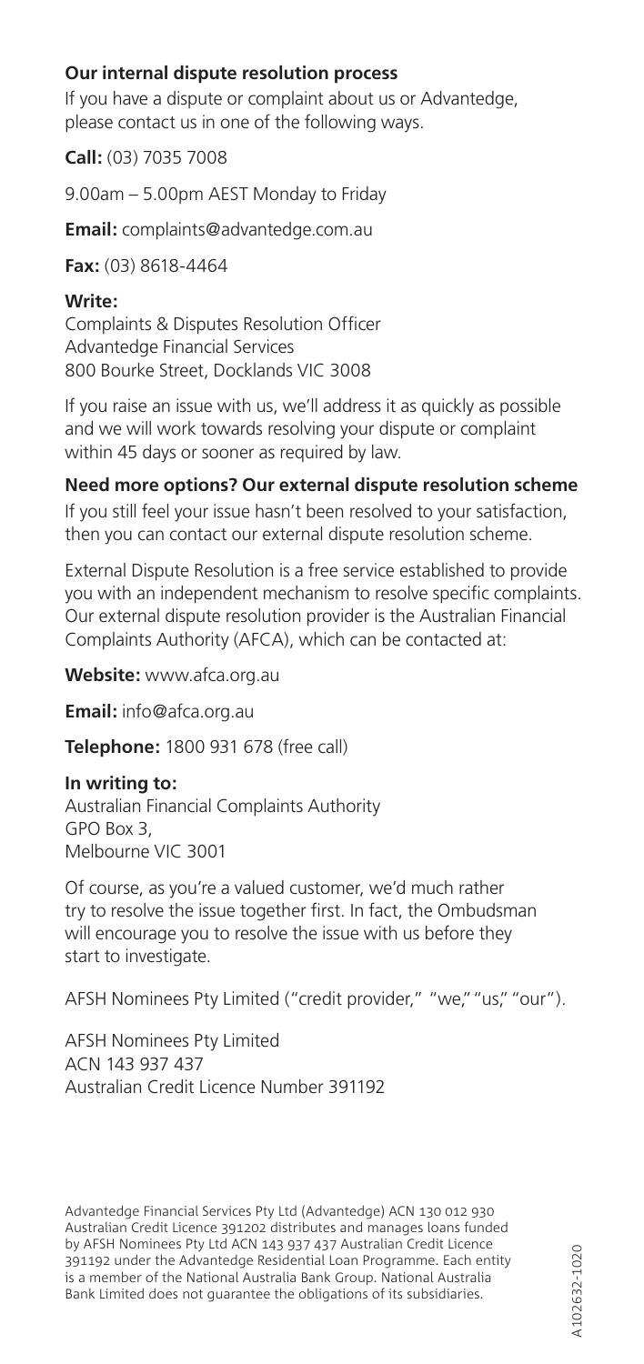**Our internal dispute resolution process**

If you have a dispute or complaint about us or Advantedge, please contact us in one of the following ways.

**Call:** (03) 7035 7008

9.00am – 5.00pm AEST Monday to Friday

**Email:** complaints@advantedge.com.au

**Fax:** (03) 8618-4464

**Write:**
Complaints & Disputes Resolution Officer
Advantedge Financial Services
800 Bourke Street, Docklands VIC 3008

If you raise an issue with us, we'll address it as quickly as possible and we will work towards resolving your dispute or complaint within 45 days or sooner as required by law.

**Need more options? Our external dispute resolution scheme**

If you still feel your issue hasn't been resolved to your satisfaction, then you can contact our external dispute resolution scheme.

External Dispute Resolution is a free service established to provide you with an independent mechanism to resolve specific complaints. Our external dispute resolution provider is the Australian Financial Complaints Authority (AFCA), which can be contacted at:

**Website:** www.afca.org.au

**Email:** info@afca.org.au

**Telephone:** 1800 931 678 (free call)

**In writing to:**
Australian Financial Complaints Authority
GPO Box 3,
Melbourne VIC 3001

Of course, as you're a valued customer, we'd much rather try to resolve the issue together first. In fact, the Ombudsman will encourage you to resolve the issue with us before they start to investigate.

AFSH Nominees Pty Limited ("credit provider," "we," "us," "our").

AFSH Nominees Pty Limited
ACN 143 937 437
Australian Credit Licence Number 391192

Advantedge Financial Services Pty Ltd (Advantedge) ACN 130 012 930 Australian Credit Licence 391202 distributes and manages loans funded by AFSH Nominees Pty Ltd ACN 143 937 437 Australian Credit Licence 391192 under the Advantedge Residential Loan Programme. Each entity is a member of the National Australia Bank Group. National Australia Bank Limited does not guarantee the obligations of its subsidiaries.

A102632-1020